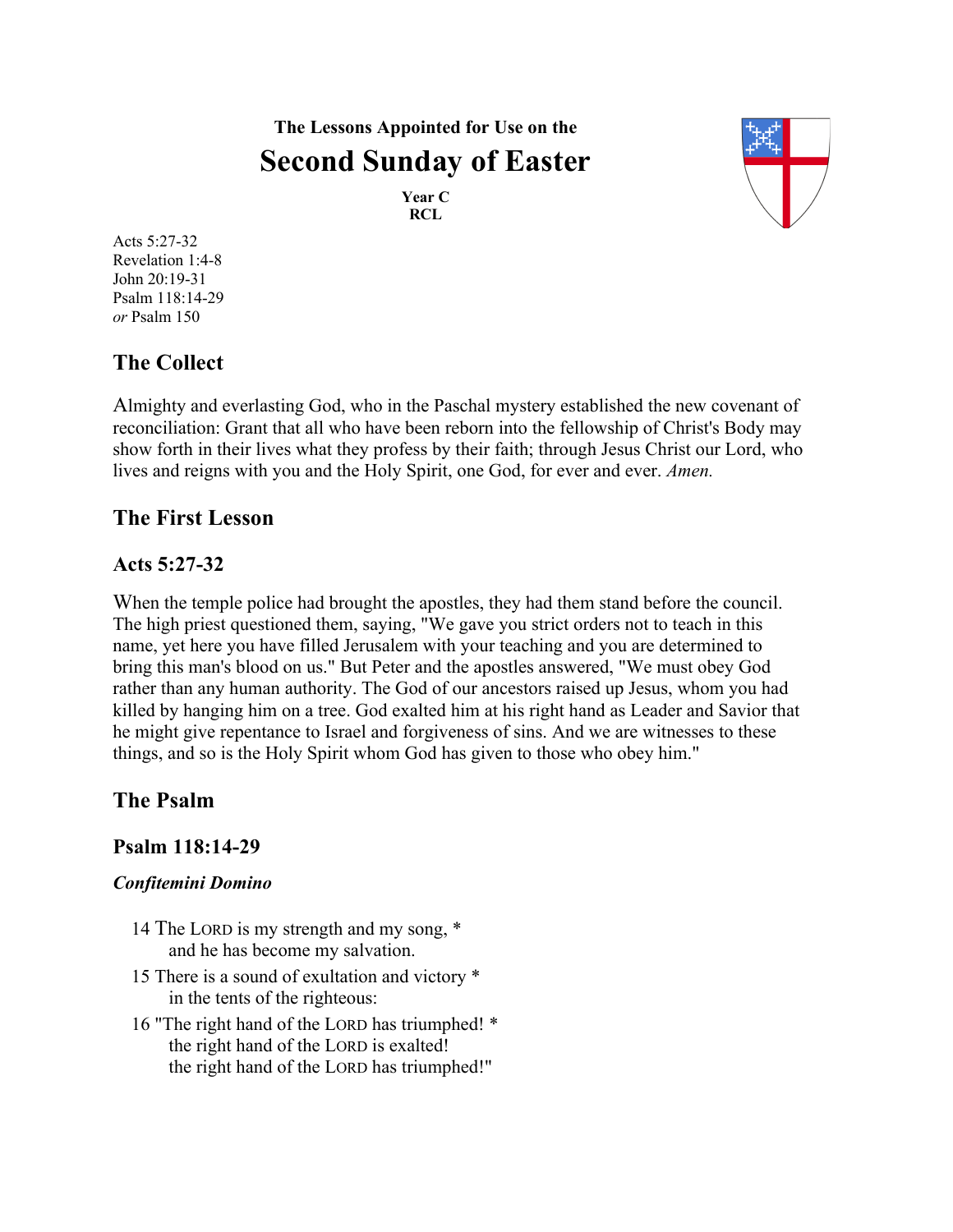**The Lessons Appointed for Use on the**

# Second Sunday of Easter

**Year C**
**RCL**

Acts 5:27-32
Revelation 1:4-8
John 20:19-31
Psalm 118:14-29
*or* Psalm 150

## The Collect

Almighty and everlasting God, who in the Paschal mystery established the new covenant of reconciliation: Grant that all who have been reborn into the fellowship of Christ's Body may show forth in their lives what they profess by their faith; through Jesus Christ our Lord, who lives and reigns with you and the Holy Spirit, one God, for ever and ever. *Amen.*

## The First Lesson

### Acts 5:27-32

When the temple police had brought the apostles, they had them stand before the council. The high priest questioned them, saying, "We gave you strict orders not to teach in this name, yet here you have filled Jerusalem with your teaching and you are determined to bring this man's blood on us." But Peter and the apostles answered, "We must obey God rather than any human authority. The God of our ancestors raised up Jesus, whom you had killed by hanging him on a tree. God exalted him at his right hand as Leader and Savior that he might give repentance to Israel and forgiveness of sins. And we are witnesses to these things, and so is the Holy Spirit whom God has given to those who obey him."

## The Psalm

### Psalm 118:14-29

***Confitemini Domino***

14 The LORD is my strength and my song, *
    and he has become my salvation.

15 There is a sound of exultation and victory *
    in the tents of the righteous:

16 "The right hand of the LORD has triumphed! *
    the right hand of the LORD is exalted!
    the right hand of the LORD has triumphed!"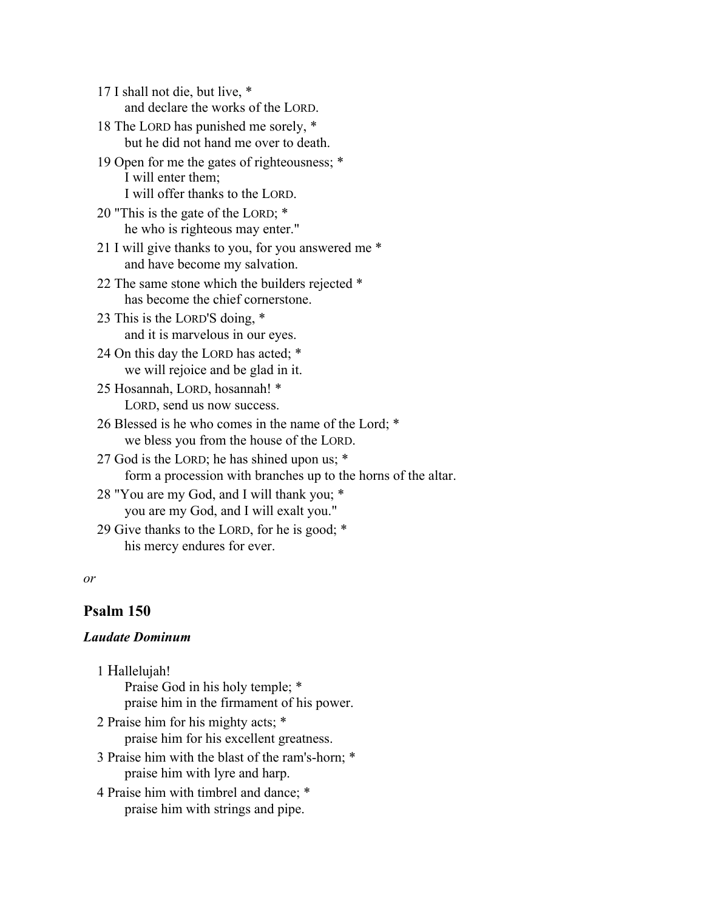17 I shall not die, but live, *
    and declare the works of the LORD.

18 The LORD has punished me sorely, *
    but he did not hand me over to death.

19 Open for me the gates of righteousness; *
    I will enter them;
    I will offer thanks to the LORD.

20 "This is the gate of the LORD; *
    he who is righteous may enter."

21 I will give thanks to you, for you answered me *
    and have become my salvation.

22 The same stone which the builders rejected *
    has become the chief cornerstone.

23 This is the LORD'S doing, *
    and it is marvelous in our eyes.

24 On this day the LORD has acted; *
    we will rejoice and be glad in it.

25 Hosannah, LORD, hosannah! *
    LORD, send us now success.

26 Blessed is he who comes in the name of the Lord; *
    we bless you from the house of the LORD.

27 God is the LORD; he has shined upon us; *
    form a procession with branches up to the horns of the altar.

28 "You are my God, and I will thank you; *
    you are my God, and I will exalt you."

29 Give thanks to the LORD, for he is good; *
    his mercy endures for ever.

*or*

## Psalm 150

***Laudate Dominum***

1 Hallelujah!
    Praise God in his holy temple; *
    praise him in the firmament of his power.

2 Praise him for his mighty acts; *
    praise him for his excellent greatness.

3 Praise him with the blast of the ram's-horn; *
    praise him with lyre and harp.

4 Praise him with timbrel and dance; *
    praise him with strings and pipe.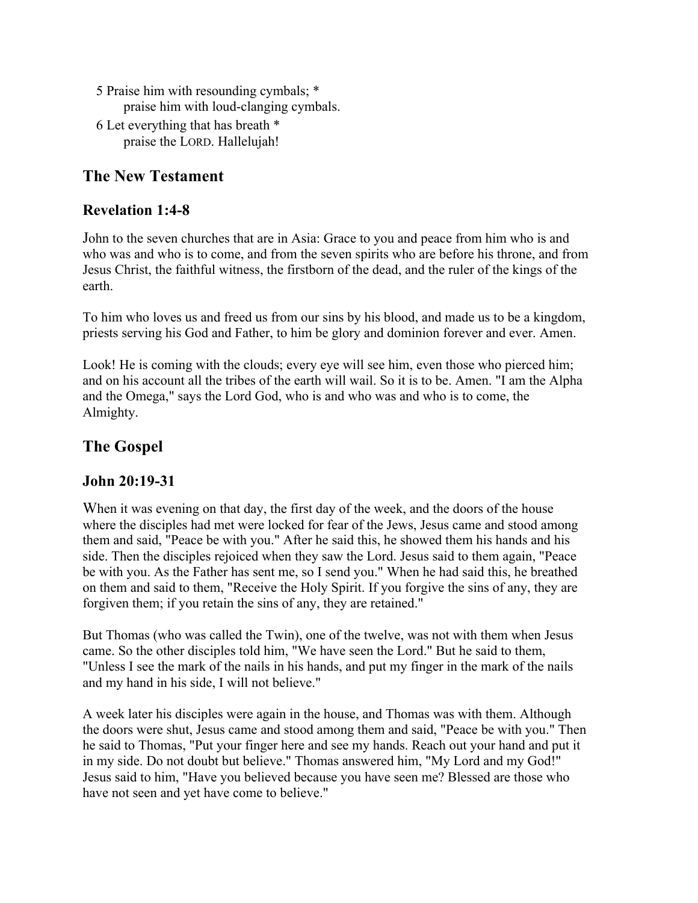5 Praise him with resounding cymbals; *
    praise him with loud-clanging cymbals.

6 Let everything that has breath *
    praise the LORD. Hallelujah!

## The New Testament

### Revelation 1:4-8

John to the seven churches that are in Asia: Grace to you and peace from him who is and who was and who is to come, and from the seven spirits who are before his throne, and from Jesus Christ, the faithful witness, the firstborn of the dead, and the ruler of the kings of the earth.

To him who loves us and freed us from our sins by his blood, and made us to be a kingdom, priests serving his God and Father, to him be glory and dominion forever and ever. Amen.

Look! He is coming with the clouds; every eye will see him, even those who pierced him; and on his account all the tribes of the earth will wail. So it is to be. Amen. "I am the Alpha and the Omega," says the Lord God, who is and who was and who is to come, the Almighty.

## The Gospel

### John 20:19-31

When it was evening on that day, the first day of the week, and the doors of the house where the disciples had met were locked for fear of the Jews, Jesus came and stood among them and said, "Peace be with you." After he said this, he showed them his hands and his side. Then the disciples rejoiced when they saw the Lord. Jesus said to them again, "Peace be with you. As the Father has sent me, so I send you." When he had said this, he breathed on them and said to them, "Receive the Holy Spirit. If you forgive the sins of any, they are forgiven them; if you retain the sins of any, they are retained."

But Thomas (who was called the Twin), one of the twelve, was not with them when Jesus came. So the other disciples told him, "We have seen the Lord." But he said to them, "Unless I see the mark of the nails in his hands, and put my finger in the mark of the nails and my hand in his side, I will not believe."

A week later his disciples were again in the house, and Thomas was with them. Although the doors were shut, Jesus came and stood among them and said, "Peace be with you." Then he said to Thomas, "Put your finger here and see my hands. Reach out your hand and put it in my side. Do not doubt but believe." Thomas answered him, "My Lord and my God!" Jesus said to him, "Have you believed because you have seen me? Blessed are those who have not seen and yet have come to believe."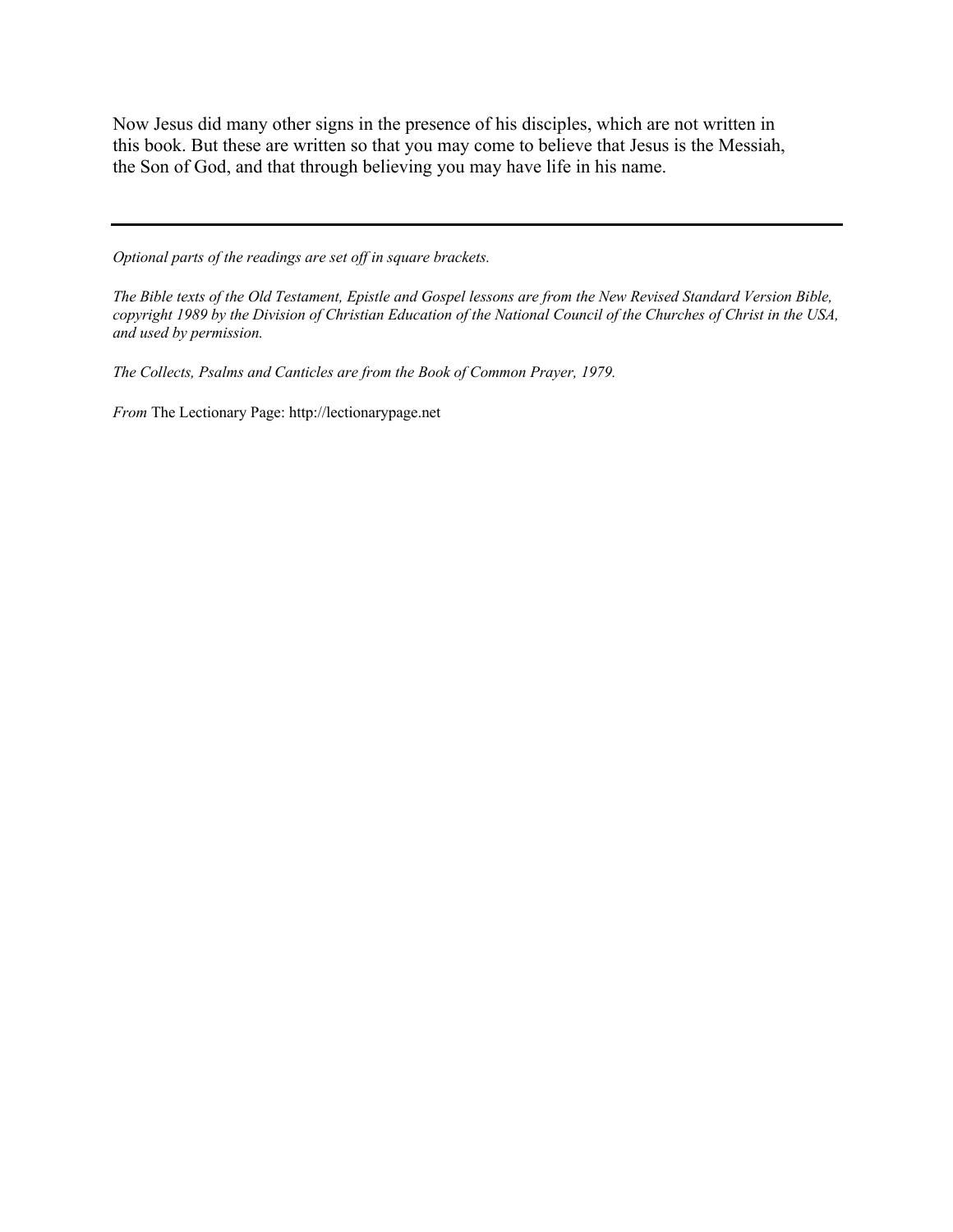Now Jesus did many other signs in the presence of his disciples, which are not written in this book. But these are written so that you may come to believe that Jesus is the Messiah, the Son of God, and that through believing you may have life in his name.

---

*Optional parts of the readings are set off in square brackets.*

*The Bible texts of the Old Testament, Epistle and Gospel lessons are from the New Revised Standard Version Bible, copyright 1989 by the Division of Christian Education of the National Council of the Churches of Christ in the USA, and used by permission.*

*The Collects, Psalms and Canticles are from the Book of Common Prayer, 1979.*

*From* The Lectionary Page: http://lectionarypage.net